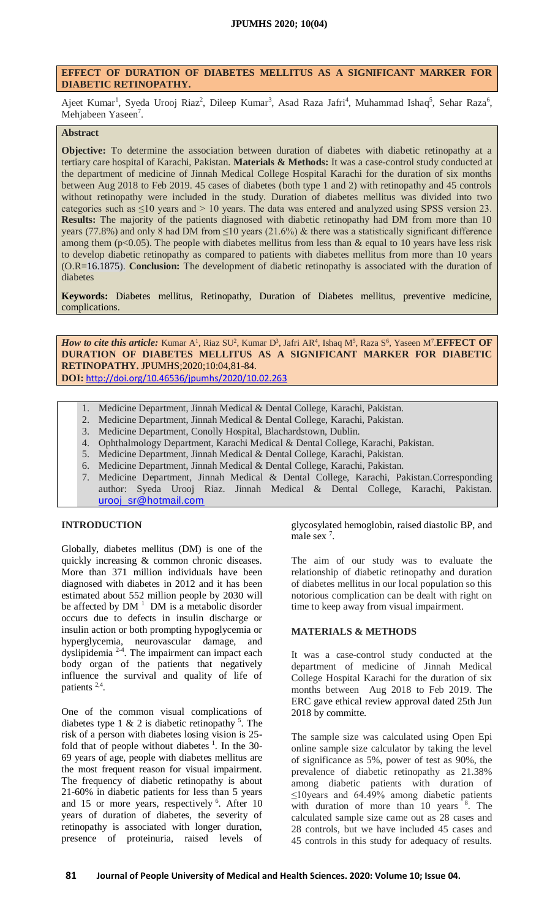## EFFECT OF DURATION OF DIABETES MELLITUS AS A SIGNIFICANT MARKER FOR DIABETIC RETINOPATHY.

Ajeet Kumar[1], Syeda Urooj Riaz[2], Dileep Kumar[3], Asad Raza Jafri[4], Muhammad Ishaq[5], Sehar Raza[6], Mehjabeen Yaseen[7].

### Abstract

**Objective:** To determine the association between duration of diabetes with diabetic retinopathy at a tertiary care hospital of Karachi, Pakistan. **Materials & Methods:** It was a case-control study conducted at the department of medicine of Jinnah Medical College Hospital Karachi for the duration of six months between Aug 2018 to Feb 2019. 45 cases of diabetes (both type 1 and 2) with retinopathy and 45 controls without retinopathy were included in the study. Duration of diabetes mellitus was divided into two categories such as ≤10 years and > 10 years. The data was entered and analyzed using SPSS version 23. **Results:** The majority of the patients diagnosed with diabetic retinopathy had DM from more than 10 years (77.8%) and only 8 had DM from ≤10 years (21.6%) & there was a statistically significant difference among them ($p<0.05$). The people with diabetes mellitus from less than & equal to 10 years have less risk to develop diabetic retinopathy as compared to patients with diabetes mellitus from more than 10 years (O.R=16.1875). **Conclusion:** The development of diabetic retinopathy is associated with the duration of diabetes

**Keywords:** Diabetes mellitus, Retinopathy, Duration of Diabetes mellitus, preventive medicine, complications.

***How to cite this article:*** Kumar A[1], Riaz SU[2], Kumar D[3], Jafri AR[4], Ishaq M[5], Raza S[6], Yaseen M[7].**EFFECT OF DURATION OF DIABETES MELLITUS AS A SIGNIFICANT MARKER FOR DIABETIC RETINOPATHY.** JPUMHS;2020;10:04,81-84.
**DOI:** http://doi.org/10.46536/jpumhs/2020/10.02.263

1. Medicine Department, Jinnah Medical & Dental College, Karachi, Pakistan.
2. Medicine Department, Jinnah Medical & Dental College, Karachi, Pakistan.
3. Medicine Department, Conolly Hospital, Blachardstown, Dublin.
4. Ophthalmology Department, Karachi Medical & Dental College, Karachi, Pakistan.
5. Medicine Department, Jinnah Medical & Dental College, Karachi, Pakistan.
6. Medicine Department, Jinnah Medical & Dental College, Karachi, Pakistan.
7. Medicine Department, Jinnah Medical & Dental College, Karachi, Pakistan.Corresponding author: Syeda Urooj Riaz. Jinnah Medical & Dental College, Karachi, Pakistan. urooj_sr@hotmail.com

### INTRODUCTION

Globally, diabetes mellitus (DM) is one of the quickly increasing & common chronic diseases. More than 371 million individuals have been diagnosed with diabetes in 2012 and it has been estimated about 552 million people by 2030 will be affected by DM [1] DM is a metabolic disorder occurs due to defects in insulin discharge or insulin action or both prompting hypoglycemia or hyperglycemia, neurovascular damage, and dyslipidemia [2-4]. The impairment can impact each body organ of the patients that negatively influence the survival and quality of life of patients [2,4].

One of the common visual complications of diabetes type 1 & 2 is diabetic retinopathy [5]. The risk of a person with diabetes losing vision is 25-fold that of people without diabetes [1]. In the 30-69 years of age, people with diabetes mellitus are the most frequent reason for visual impairment. The frequency of diabetic retinopathy is about 21-60% in diabetic patients for less than 5 years and 15 or more years, respectively [6]. After 10 years of duration of diabetes, the severity of retinopathy is associated with longer duration, presence of proteinuria, raised levels of glycosylated hemoglobin, raised diastolic BP, and male sex [7].

The aim of our study was to evaluate the relationship of diabetic retinopathy and duration of diabetes mellitus in our local population so this notorious complication can be dealt with right on time to keep away from visual impairment.

### MATERIALS & METHODS

It was a case-control study conducted at the department of medicine of Jinnah Medical College Hospital Karachi for the duration of six months between Aug 2018 to Feb 2019. The ERC gave ethical review approval dated 25th Jun 2018 by committe.

The sample size was calculated using Open Epi online sample size calculator by taking the level of significance as 5%, power of test as 90%, the prevalence of diabetic retinopathy as 21.38% among diabetic patients with duration of ≤10years and 64.49% among diabetic patients with duration of more than 10 years [8]. The calculated sample size came out as 28 cases and 28 controls, but we have included 45 cases and 45 controls in this study for adequacy of results.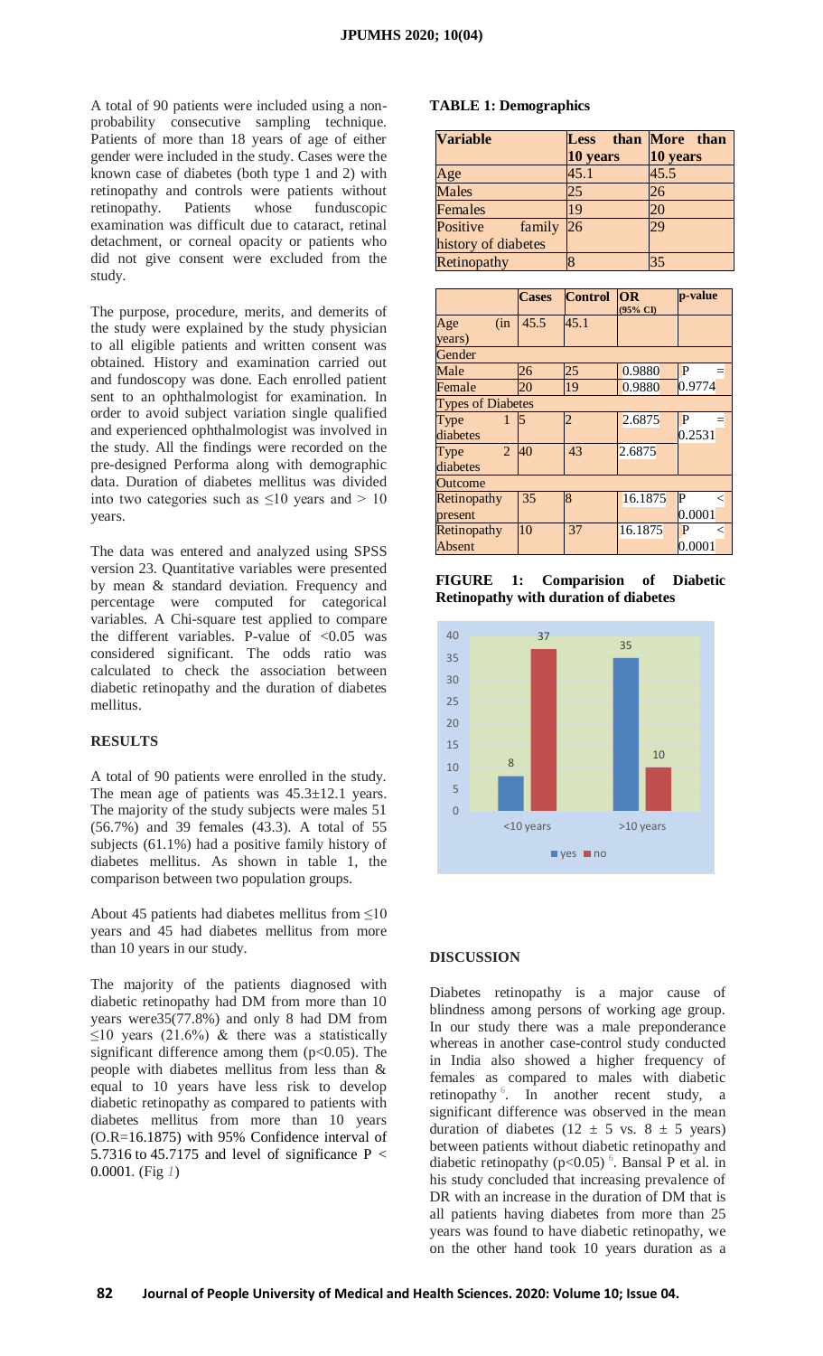A total of 90 patients were included using a non-probability consecutive sampling technique. Patients of more than 18 years of age of either gender were included in the study. Cases were the known case of diabetes (both type 1 and 2) with retinopathy and controls were patients without retinopathy. Patients whose funduscopic examination was difficult due to cataract, retinal detachment, or corneal opacity or patients who did not give consent were excluded from the study.

The purpose, procedure, merits, and demerits of the study were explained by the study physician to all eligible patients and written consent was obtained. History and examination carried out and fundoscopy was done. Each enrolled patient sent to an ophthalmologist for examination. In order to avoid subject variation single qualified and experienced ophthalmologist was involved in the study. All the findings were recorded on the pre-designed Performa along with demographic data. Duration of diabetes mellitus was divided into two categories such as ≤10 years and > 10 years.

The data was entered and analyzed using SPSS version 23. Quantitative variables were presented by mean & standard deviation. Frequency and percentage were computed for categorical variables. A Chi-square test applied to compare the different variables. P-value of <0.05 was considered significant. The odds ratio was calculated to check the association between diabetic retinopathy and the duration of diabetes mellitus.

## RESULTS

A total of 90 patients were enrolled in the study. The mean age of patients was 45.3±12.1 years. The majority of the study subjects were males 51 (56.7%) and 39 females (43.3). A total of 55 subjects (61.1%) had a positive family history of diabetes mellitus. As shown in table 1, the comparison between two population groups.

About 45 patients had diabetes mellitus from ≤10 years and 45 had diabetes mellitus from more than 10 years in our study.

The majority of the patients diagnosed with diabetic retinopathy had DM from more than 10 years were35(77.8%) and only 8 had DM from ≤10 years (21.6%) & there was a statistically significant difference among them (p<0.05). The people with diabetes mellitus from less than & equal to 10 years have less risk to develop diabetic retinopathy as compared to patients with diabetes mellitus from more than 10 years (O.R=16.1875) with 95% Confidence interval of 5.7316 to 45.7175 and level of significance P < 0.0001. (Fig *1*)

**TABLE 1: Demographics**

| Variable | Less than 10 years | More than 10 years |
|---|---|---|
| Age | 45.1 | 45.5 |
| Males | 25 | 26 |
| Females | 19 | 20 |
| Positive family history of diabetes | 26 | 29 |
| Retinopathy | 8 | 35 |

| | Cases | Control | OR (95% CI) | p-value |
|---|---|---|---|---|
| Age (in years) | 45.5 | 45.1 | | |
| Gender | | | | |
| Male | 26 | 25 | 0.9880 | P = 0.9774 |
| Female | 20 | 19 | 0.9880 | |
| Types of Diabetes | | | | |
| Type 1 diabetes | 5 | 2 | 2.6875 | P = 0.2531 |
| Type 2 diabetes | 40 | 43 | 2.6875 | |
| Outcome | | | | |
| Retinopathy present | 35 | 8 | 16.1875 | P < 0.0001 |
| Retinopathy Absent | 10 | 37 | 16.1875 | P < 0.0001 |

**FIGURE 1: Comparision of Diabetic Retinopathy with duration of diabetes**

## DISCUSSION

Diabetes retinopathy is a major cause of blindness among persons of working age group. In our study there was a male preponderance whereas in another case-control study conducted in India also showed a higher frequency of females as compared to males with diabetic retinopathy [6]. In another recent study, a significant difference was observed in the mean duration of diabetes (12 ± 5 vs. 8 ± 5 years) between patients without diabetic retinopathy and diabetic retinopathy ($p<0.05$) [6]. Bansal P et al. in his study concluded that increasing prevalence of DR with an increase in the duration of DM that is all patients having diabetes from more than 25 years was found to have diabetic retinopathy, we on the other hand took 10 years duration as a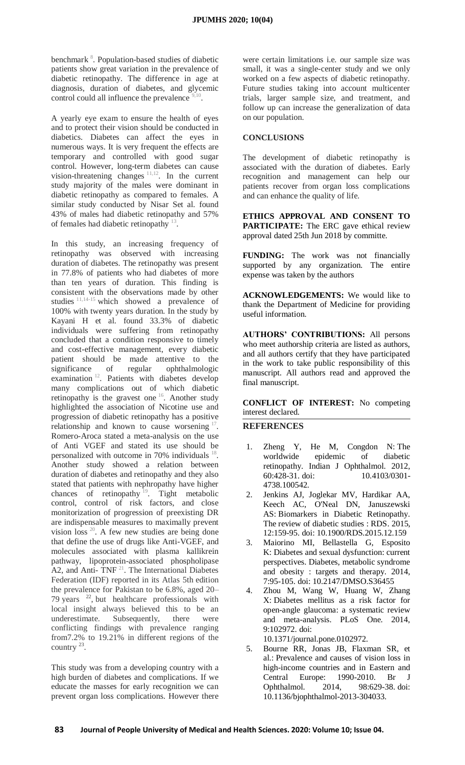benchmark [8]. Population-based studies of diabetic patients show great variation in the prevalence of diabetic retinopathy. The difference in age at diagnosis, duration of diabetes, and glycemic control could all influence the prevalence [9,10].

A yearly eye exam to ensure the health of eyes and to protect their vision should be conducted in diabetics. Diabetes can affect the eyes in numerous ways. It is very frequent the effects are temporary and controlled with good sugar control. However, long-term diabetes can cause vision-threatening changes [11,12]. In the current study majority of the males were dominant in diabetic retinopathy as compared to females. A similar study conducted by Nisar Set al. found 43% of males had diabetic retinopathy and 57% of females had diabetic retinopathy [13].

In this study, an increasing frequency of retinopathy was observed with increasing duration of diabetes. The retinopathy was present in 77.8% of patients who had diabetes of more than ten years of duration. This finding is consistent with the observations made by other studies [11,14-15] which showed a prevalence of 100% with twenty years duration. In the study by Kayani H et al. found 33.3% of diabetic individuals were suffering from retinopathy concluded that a condition responsive to timely and cost-effective management, every diabetic patient should be made attentive to the significance of regular ophthalmologic examination [12]. Patients with diabetes develop many complications out of which diabetic retinopathy is the gravest one [16]. Another study highlighted the association of Nicotine use and progression of diabetic retinopathy has a positive relationship and known to cause worsening [17]. Romero-Aroca stated a meta-analysis on the use of Anti VGEF and stated its use should be personalized with outcome in 70% individuals [18]. Another study showed a relation between duration of diabetes and retinopathy and they also stated that patients with nephropathy have higher chances of retinopathy [19]. Tight metabolic control, control of risk factors, and close monitorization of progression of preexisting DR are indispensable measures to maximally prevent vision loss [20]. A few new studies are being done that define the use of drugs like Anti-VGEF, and molecules associated with plasma kallikrein pathway, lipoprotein-associated phospholipase A2, and Anti- TNF [21]. The International Diabetes Federation (IDF) reported in its Atlas 5th edition the prevalence for Pakistan to be 6.8%, aged 20–79 years [22], but healthcare professionals with local insight always believed this to be an underestimate. Subsequently, there were conflicting findings with prevalence ranging from7.2% to 19.21% in different regions of the country [23].

This study was from a developing country with a high burden of diabetes and complications. If we educate the masses for early recognition we can prevent organ loss complications. However there were certain limitations i.e. our sample size was small, it was a single-center study and we only worked on a few aspects of diabetic retinopathy. Future studies taking into account multicenter trials, larger sample size, and treatment, and follow up can increase the generalization of data on our population.

## CONCLUSIONS

The development of diabetic retinopathy is associated with the duration of diabetes. Early recognition and management can help our patients recover from organ loss complications and can enhance the quality of life.

**ETHICS APPROVAL AND CONSENT TO PARTICIPATE:** The ERC gave ethical review approval dated 25th Jun 2018 by committe.

**FUNDING:** The work was not financially supported by any organization. The entire expense was taken by the authors

**ACKNOWLEDGEMENTS:** We would like to thank the Department of Medicine for providing useful information.

**AUTHORS' CONTRIBUTIONS:** All persons who meet authorship criteria are listed as authors, and all authors certify that they have participated in the work to take public responsibility of this manuscript. All authors read and approved the final manuscript.

**CONFLICT OF INTEREST:** No competing interest declared.

## REFERENCES

1. Zheng Y, He M, Congdon N: The worldwide epidemic of diabetic retinopathy. Indian J Ophthalmol. 2012, 60:428-31. doi: 10.4103/0301-4738.100542.
2. Jenkins AJ, Joglekar MV, Hardikar AA, Keech AC, O'Neal DN, Januszewski AS: Biomarkers in Diabetic Retinopathy. The review of diabetic studies : RDS. 2015, 12:159-95. doi: 10.1900/RDS.2015.12.159
3. Maiorino MI, Bellastella G, Esposito K: Diabetes and sexual dysfunction: current perspectives. Diabetes, metabolic syndrome and obesity : targets and therapy. 2014, 7:95-105. doi: 10.2147/DMSO.S36455
4. Zhou M, Wang W, Huang W, Zhang X: Diabetes mellitus as a risk factor for open-angle glaucoma: a systematic review and meta-analysis. PLoS One. 2014, 9:102972. doi: 10.1371/journal.pone.0102972.
5. Bourne RR, Jonas JB, Flaxman SR, et al.: Prevalence and causes of vision loss in high-income countries and in Eastern and Central Europe: 1990-2010. Br J Ophthalmol. 2014, 98:629-38. doi: 10.1136/bjophthalmol-2013-304033.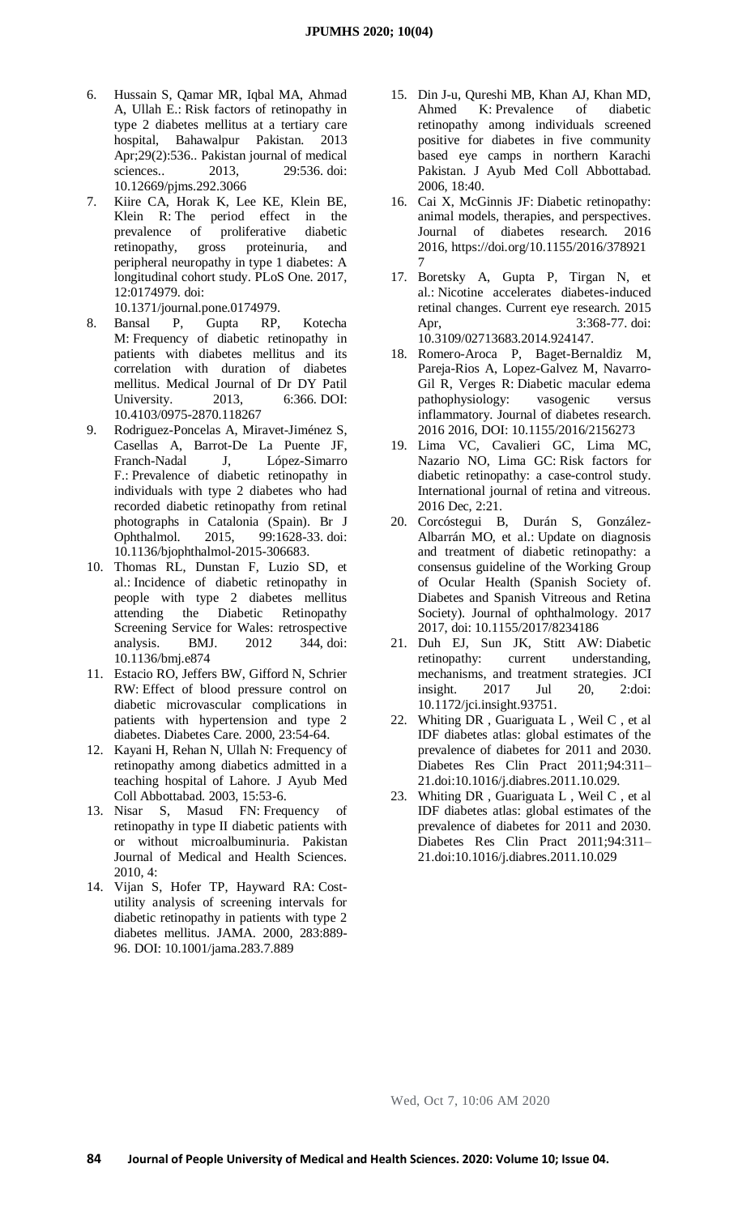6. Hussain S, Qamar MR, Iqbal MA, Ahmad A, Ullah E.: Risk factors of retinopathy in type 2 diabetes mellitus at a tertiary care hospital, Bahawalpur Pakistan. 2013 Apr;29(2):536.. Pakistan journal of medical sciences.. 2013, 29:536. doi: 10.12669/pjms.292.3066
7. Kiire CA, Horak K, Lee KE, Klein BE, Klein R: The period effect in the prevalence of proliferative diabetic retinopathy, gross proteinuria, and peripheral neuropathy in type 1 diabetes: A longitudinal cohort study. PLoS One. 2017, 12:0174979. doi: 10.1371/journal.pone.0174979.
8. Bansal P, Gupta RP, Kotecha M: Frequency of diabetic retinopathy in patients with diabetes mellitus and its correlation with duration of diabetes mellitus. Medical Journal of Dr DY Patil University. 2013, 6:366. DOI: 10.4103/0975-2870.118267
9. Rodriguez-Poncelas A, Miravet-Jiménez S, Casellas A, Barrot-De La Puente JF, Franch-Nadal J, López-Simarro F.: Prevalence of diabetic retinopathy in individuals with type 2 diabetes who had recorded diabetic retinopathy from retinal photographs in Catalonia (Spain). Br J Ophthalmol. 2015, 99:1628-33. doi: 10.1136/bjophthalmol-2015-306683.
10. Thomas RL, Dunstan F, Luzio SD, et al.: Incidence of diabetic retinopathy in people with type 2 diabetes mellitus attending the Diabetic Retinopathy Screening Service for Wales: retrospective analysis. BMJ. 2012 344, doi: 10.1136/bmj.e874
11. Estacio RO, Jeffers BW, Gifford N, Schrier RW: Effect of blood pressure control on diabetic microvascular complications in patients with hypertension and type 2 diabetes. Diabetes Care. 2000, 23:54-64.
12. Kayani H, Rehan N, Ullah N: Frequency of retinopathy among diabetics admitted in a teaching hospital of Lahore. J Ayub Med Coll Abbottabad. 2003, 15:53-6.
13. Nisar S, Masud FN: Frequency of retinopathy in type II diabetic patients with or without microalbuminuria. Pakistan Journal of Medical and Health Sciences. 2010, 4:
14. Vijan S, Hofer TP, Hayward RA: Cost-utility analysis of screening intervals for diabetic retinopathy in patients with type 2 diabetes mellitus. JAMA. 2000, 283:889-96. DOI: 10.1001/jama.283.7.889
15. Din J-u, Qureshi MB, Khan AJ, Khan MD, Ahmed K: Prevalence of diabetic retinopathy among individuals screened positive for diabetes in five community based eye camps in northern Karachi Pakistan. J Ayub Med Coll Abbottabad. 2006, 18:40.
16. Cai X, McGinnis JF: Diabetic retinopathy: animal models, therapies, and perspectives. Journal of diabetes research. 2016 2016, https://doi.org/10.1155/2016/3789217
17. Boretsky A, Gupta P, Tirgan N, et al.: Nicotine accelerates diabetes-induced retinal changes. Current eye research. 2015 Apr, 3:368-77. doi: 10.3109/02713683.2014.924147.
18. Romero-Aroca P, Baget-Bernaldiz M, Pareja-Rios A, Lopez-Galvez M, Navarro-Gil R, Verges R: Diabetic macular edema pathophysiology: vasogenic versus inflammatory. Journal of diabetes research. 2016 2016, DOI: 10.1155/2016/2156273
19. Lima VC, Cavalieri GC, Lima MC, Nazario NO, Lima GC: Risk factors for diabetic retinopathy: a case-control study. International journal of retina and vitreous. 2016 Dec, 2:21.
20. Corcóstegui B, Durán S, González-Albarrán MO, et al.: Update on diagnosis and treatment of diabetic retinopathy: a consensus guideline of the Working Group of Ocular Health (Spanish Society of. Diabetes and Spanish Vitreous and Retina Society). Journal of ophthalmology. 2017 2017, doi: 10.1155/2017/8234186
21. Duh EJ, Sun JK, Stitt AW: Diabetic retinopathy: current understanding, mechanisms, and treatment strategies. JCI insight. 2017 Jul 20, 2:doi: 10.1172/jci.insight.93751.
22. Whiting DR , Guariguata L , Weil C , et al IDF diabetes atlas: global estimates of the prevalence of diabetes for 2011 and 2030. Diabetes Res Clin Pract 2011;94:311–21.doi:10.1016/j.diabres.2011.10.029.
23. Whiting DR , Guariguata L , Weil C , et al IDF diabetes atlas: global estimates of the prevalence of diabetes for 2011 and 2030. Diabetes Res Clin Pract 2011;94:311–21.doi:10.1016/j.diabres.2011.10.029

Wed, Oct 7, 10:06 AM 2020